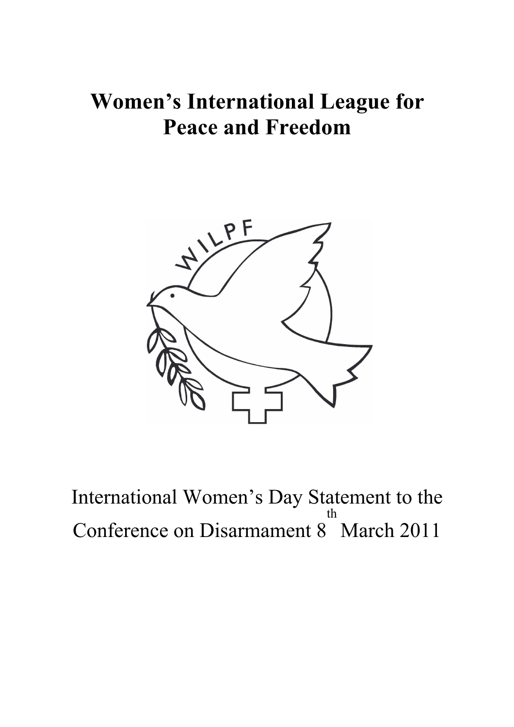# Women's International League for Peace and Freedom

International Women's Day Statement to the Conference on Disarmament 8th March 2011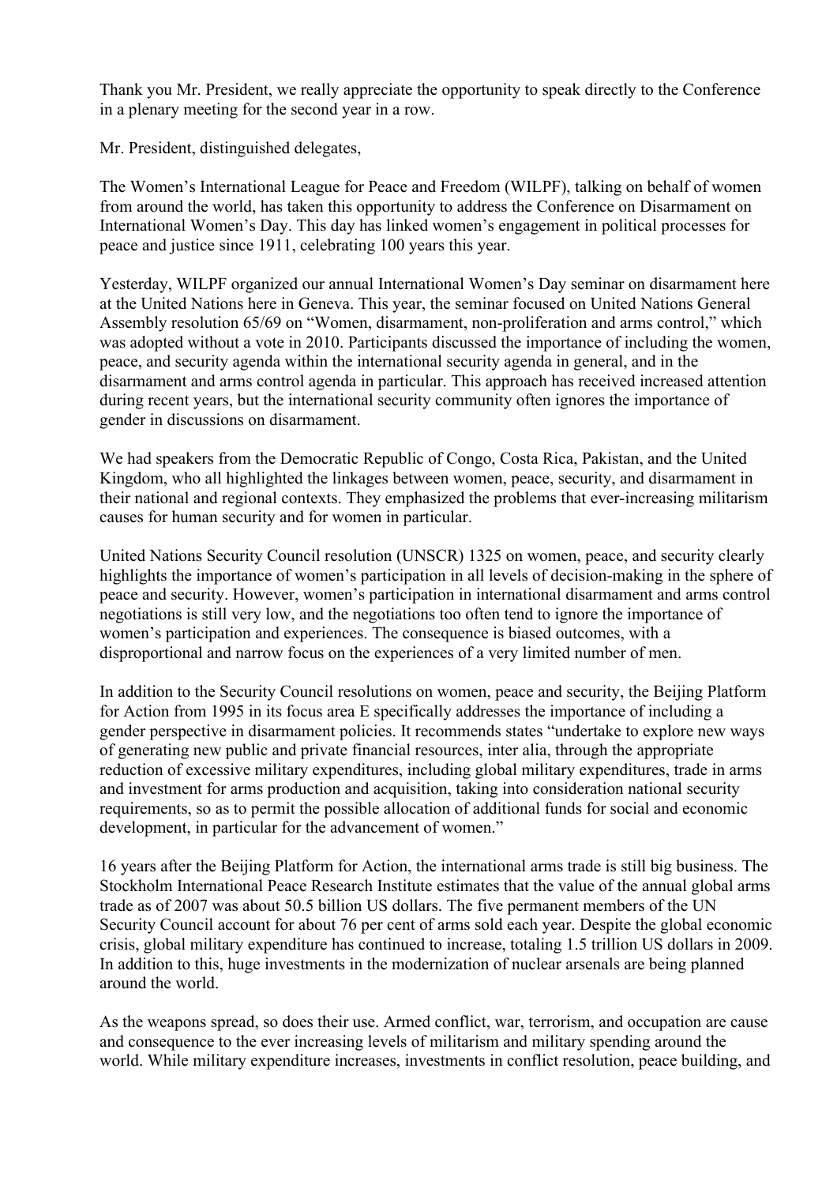Thank you Mr. President, we really appreciate the opportunity to speak directly to the Conference in a plenary meeting for the second year in a row.

Mr. President, distinguished delegates,

The Women's International League for Peace and Freedom (WILPF), talking on behalf of women from around the world, has taken this opportunity to address the Conference on Disarmament on International Women's Day. This day has linked women's engagement in political processes for peace and justice since 1911, celebrating 100 years this year.

Yesterday, WILPF organized our annual International Women's Day seminar on disarmament here at the United Nations here in Geneva. This year, the seminar focused on United Nations General Assembly resolution 65/69 on "Women, disarmament, non-proliferation and arms control," which was adopted without a vote in 2010. Participants discussed the importance of including the women, peace, and security agenda within the international security agenda in general, and in the disarmament and arms control agenda in particular. This approach has received increased attention during recent years, but the international security community often ignores the importance of gender in discussions on disarmament.

We had speakers from the Democratic Republic of Congo, Costa Rica, Pakistan, and the United Kingdom, who all highlighted the linkages between women, peace, security, and disarmament in their national and regional contexts. They emphasized the problems that ever-increasing militarism causes for human security and for women in particular.

United Nations Security Council resolution (UNSCR) 1325 on women, peace, and security clearly highlights the importance of women's participation in all levels of decision-making in the sphere of peace and security. However, women's participation in international disarmament and arms control negotiations is still very low, and the negotiations too often tend to ignore the importance of women's participation and experiences. The consequence is biased outcomes, with a disproportional and narrow focus on the experiences of a very limited number of men.

In addition to the Security Council resolutions on women, peace and security, the Beijing Platform for Action from 1995 in its focus area E specifically addresses the importance of including a gender perspective in disarmament policies. It recommends states "undertake to explore new ways of generating new public and private financial resources, inter alia, through the appropriate reduction of excessive military expenditures, including global military expenditures, trade in arms and investment for arms production and acquisition, taking into consideration national security requirements, so as to permit the possible allocation of additional funds for social and economic development, in particular for the advancement of women."

16 years after the Beijing Platform for Action, the international arms trade is still big business. The Stockholm International Peace Research Institute estimates that the value of the annual global arms trade as of 2007 was about 50.5 billion US dollars. The five permanent members of the UN Security Council account for about 76 per cent of arms sold each year. Despite the global economic crisis, global military expenditure has continued to increase, totaling 1.5 trillion US dollars in 2009. In addition to this, huge investments in the modernization of nuclear arsenals are being planned around the world.

As the weapons spread, so does their use. Armed conflict, war, terrorism, and occupation are cause and consequence to the ever increasing levels of militarism and military spending around the world. While military expenditure increases, investments in conflict resolution, peace building, and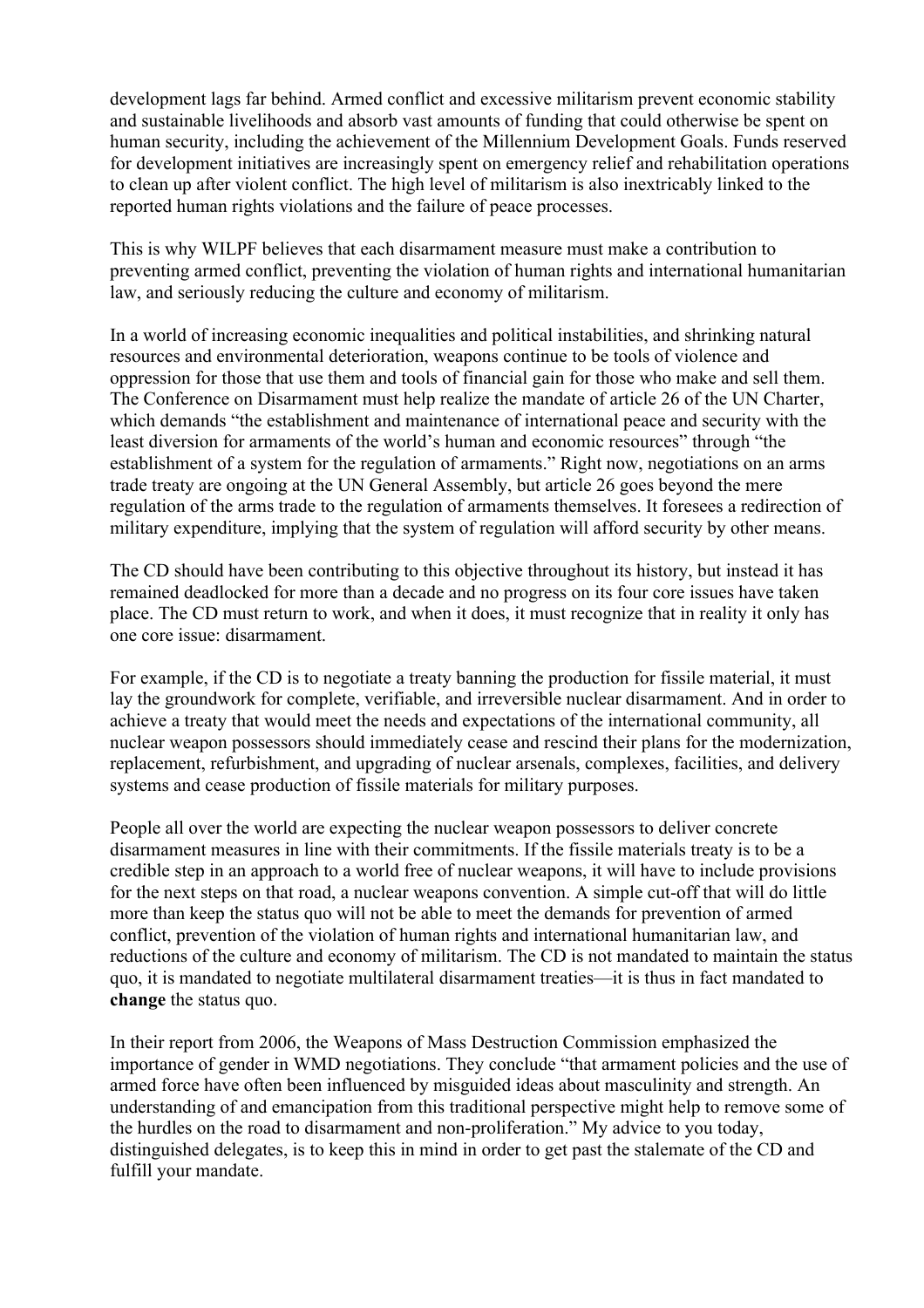development lags far behind. Armed conflict and excessive militarism prevent economic stability and sustainable livelihoods and absorb vast amounts of funding that could otherwise be spent on human security, including the achievement of the Millennium Development Goals. Funds reserved for development initiatives are increasingly spent on emergency relief and rehabilitation operations to clean up after violent conflict. The high level of militarism is also inextricably linked to the reported human rights violations and the failure of peace processes.

This is why WILPF believes that each disarmament measure must make a contribution to preventing armed conflict, preventing the violation of human rights and international humanitarian law, and seriously reducing the culture and economy of militarism.

In a world of increasing economic inequalities and political instabilities, and shrinking natural resources and environmental deterioration, weapons continue to be tools of violence and oppression for those that use them and tools of financial gain for those who make and sell them. The Conference on Disarmament must help realize the mandate of article 26 of the UN Charter, which demands "the establishment and maintenance of international peace and security with the least diversion for armaments of the world's human and economic resources" through "the establishment of a system for the regulation of armaments." Right now, negotiations on an arms trade treaty are ongoing at the UN General Assembly, but article 26 goes beyond the mere regulation of the arms trade to the regulation of armaments themselves. It foresees a redirection of military expenditure, implying that the system of regulation will afford security by other means.

The CD should have been contributing to this objective throughout its history, but instead it has remained deadlocked for more than a decade and no progress on its four core issues have taken place. The CD must return to work, and when it does, it must recognize that in reality it only has one core issue: disarmament.

For example, if the CD is to negotiate a treaty banning the production for fissile material, it must lay the groundwork for complete, verifiable, and irreversible nuclear disarmament. And in order to achieve a treaty that would meet the needs and expectations of the international community, all nuclear weapon possessors should immediately cease and rescind their plans for the modernization, replacement, refurbishment, and upgrading of nuclear arsenals, complexes, facilities, and delivery systems and cease production of fissile materials for military purposes.

People all over the world are expecting the nuclear weapon possessors to deliver concrete disarmament measures in line with their commitments. If the fissile materials treaty is to be a credible step in an approach to a world free of nuclear weapons, it will have to include provisions for the next steps on that road, a nuclear weapons convention. A simple cut-off that will do little more than keep the status quo will not be able to meet the demands for prevention of armed conflict, prevention of the violation of human rights and international humanitarian law, and reductions of the culture and economy of militarism. The CD is not mandated to maintain the status quo, it is mandated to negotiate multilateral disarmament treaties—it is thus in fact mandated to **change** the status quo.

In their report from 2006, the Weapons of Mass Destruction Commission emphasized the importance of gender in WMD negotiations. They conclude "that armament policies and the use of armed force have often been influenced by misguided ideas about masculinity and strength. An understanding of and emancipation from this traditional perspective might help to remove some of the hurdles on the road to disarmament and non-proliferation." My advice to you today, distinguished delegates, is to keep this in mind in order to get past the stalemate of the CD and fulfill your mandate.